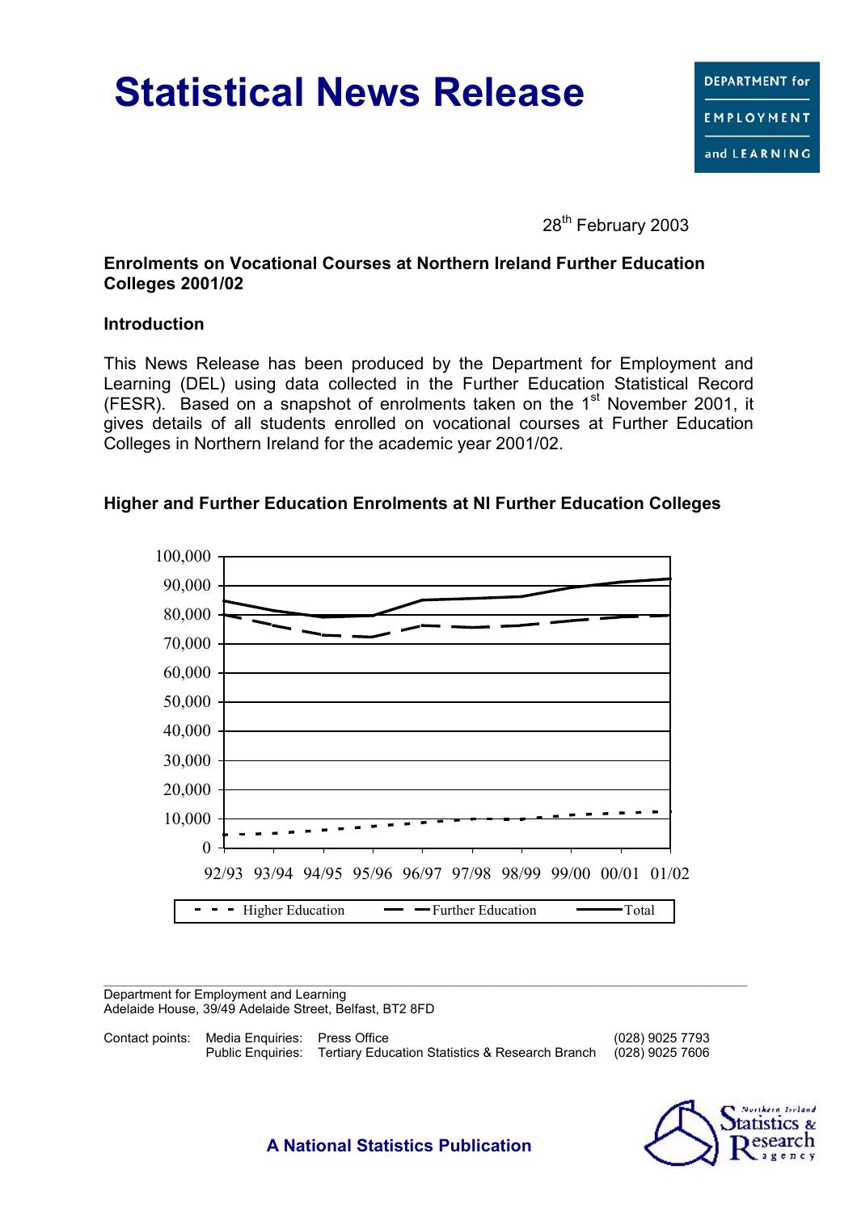# Statistical News Release

DEPARTMENT for EMPLOYMENT and LEARNING

28th February 2003

**Enrolments on Vocational Courses at Northern Ireland Further Education Colleges 2001/02**

## Introduction

This News Release has been produced by the Department for Employment and Learning (DEL) using data collected in the Further Education Statistical Record (FESR). Based on a snapshot of enrolments taken on the 1st November 2001, it gives details of all students enrolled on vocational courses at Further Education Colleges in Northern Ireland for the academic year 2001/02.

**Higher and Further Education Enrolments at NI Further Education Colleges**

Department for Employment and Learning
Adelaide House, 39/49 Adelaide Street, Belfast, BT2 8FD

| Contact points: | | | |
|---|---|---|---|
| | Media Enquiries: | Press Office | (028) 9025 7793 |
| | Public Enquiries: | Tertiary Education Statistics & Research Branch | (028) 9025 7606 |

**A National Statistics Publication**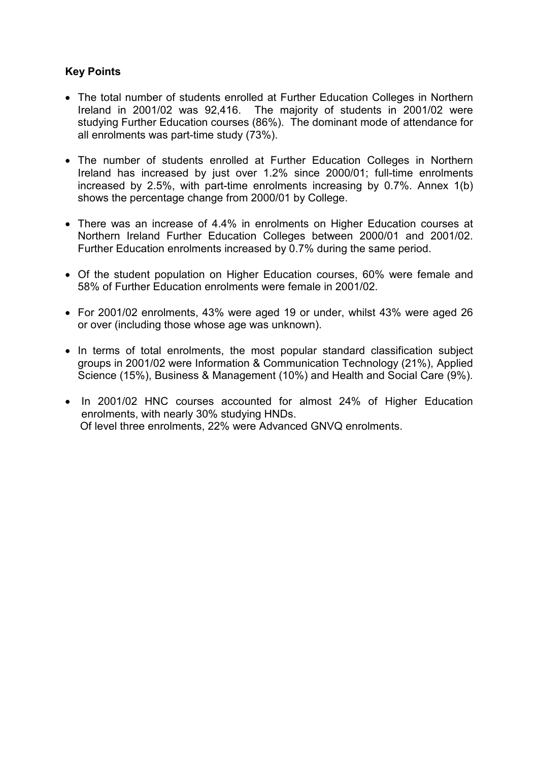**Key Points**

- The total number of students enrolled at Further Education Colleges in Northern Ireland in 2001/02 was 92,416. The majority of students in 2001/02 were studying Further Education courses (86%). The dominant mode of attendance for all enrolments was part-time study (73%).

- The number of students enrolled at Further Education Colleges in Northern Ireland has increased by just over 1.2% since 2000/01; full-time enrolments increased by 2.5%, with part-time enrolments increasing by 0.7%. Annex 1(b) shows the percentage change from 2000/01 by College.

- There was an increase of 4.4% in enrolments on Higher Education courses at Northern Ireland Further Education Colleges between 2000/01 and 2001/02. Further Education enrolments increased by 0.7% during the same period.

- Of the student population on Higher Education courses, 60% were female and 58% of Further Education enrolments were female in 2001/02.

- For 2001/02 enrolments, 43% were aged 19 or under, whilst 43% were aged 26 or over (including those whose age was unknown).

- In terms of total enrolments, the most popular standard classification subject groups in 2001/02 were Information & Communication Technology (21%), Applied Science (15%), Business & Management (10%) and Health and Social Care (9%).

- In 2001/02 HNC courses accounted for almost 24% of Higher Education enrolments, with nearly 30% studying HNDs.
  Of level three enrolments, 22% were Advanced GNVQ enrolments.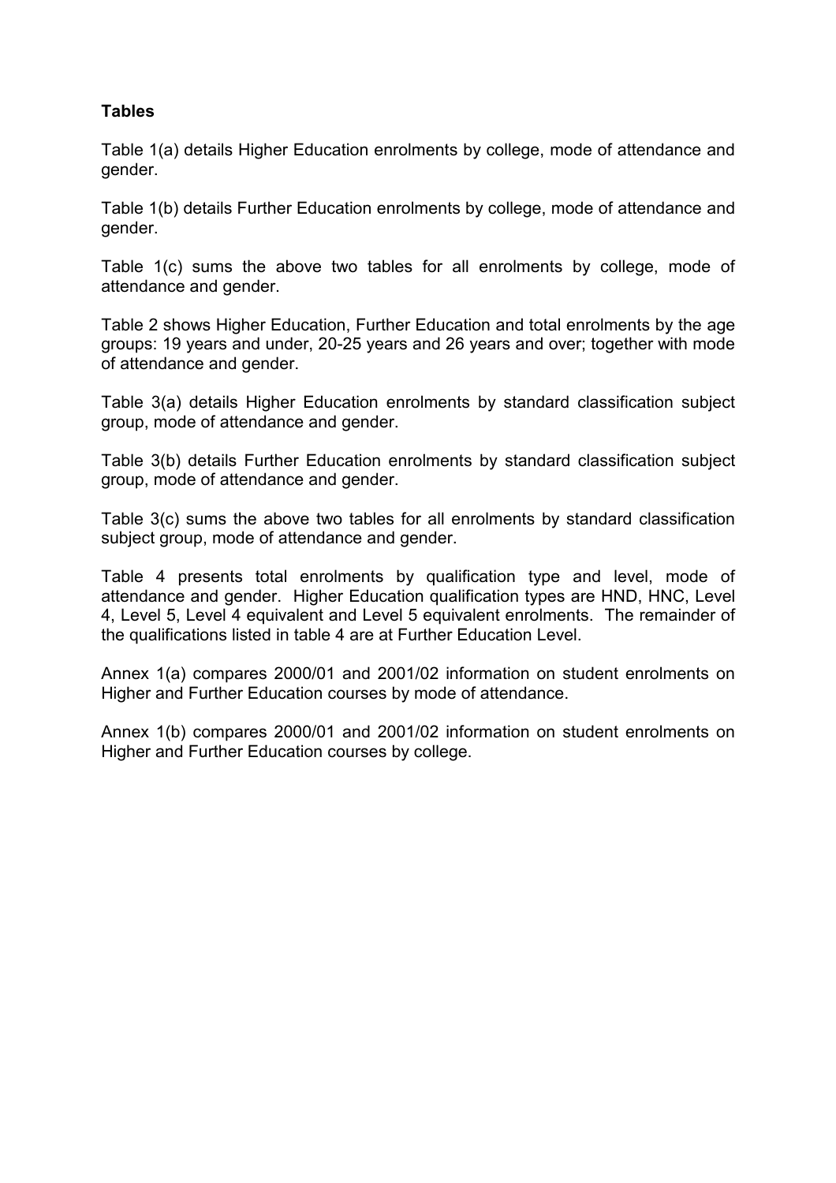**Tables**

Table 1(a) details Higher Education enrolments by college, mode of attendance and gender.

Table 1(b) details Further Education enrolments by college, mode of attendance and gender.

Table 1(c) sums the above two tables for all enrolments by college, mode of attendance and gender.

Table 2 shows Higher Education, Further Education and total enrolments by the age groups: 19 years and under, 20-25 years and 26 years and over; together with mode of attendance and gender.

Table 3(a) details Higher Education enrolments by standard classification subject group, mode of attendance and gender.

Table 3(b) details Further Education enrolments by standard classification subject group, mode of attendance and gender.

Table 3(c) sums the above two tables for all enrolments by standard classification subject group, mode of attendance and gender.

Table 4 presents total enrolments by qualification type and level, mode of attendance and gender. Higher Education qualification types are HND, HNC, Level 4, Level 5, Level 4 equivalent and Level 5 equivalent enrolments. The remainder of the qualifications listed in table 4 are at Further Education Level.

Annex 1(a) compares 2000/01 and 2001/02 information on student enrolments on Higher and Further Education courses by mode of attendance.

Annex 1(b) compares 2000/01 and 2001/02 information on student enrolments on Higher and Further Education courses by college.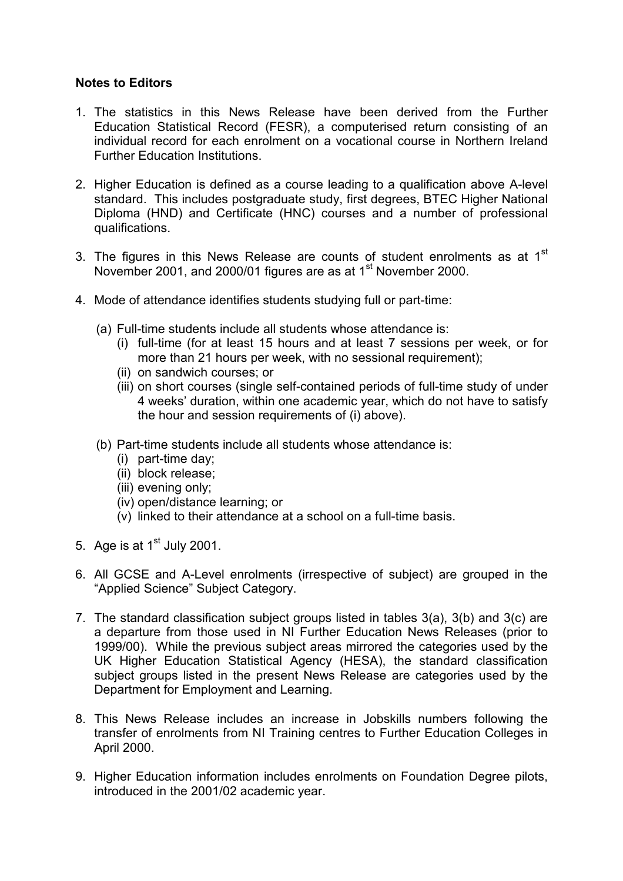**Notes to Editors**

1. The statistics in this News Release have been derived from the Further Education Statistical Record (FESR), a computerised return consisting of an individual record for each enrolment on a vocational course in Northern Ireland Further Education Institutions.

2. Higher Education is defined as a course leading to a qualification above A-level standard. This includes postgraduate study, first degrees, BTEC Higher National Diploma (HND) and Certificate (HNC) courses and a number of professional qualifications.

3. The figures in this News Release are counts of student enrolments as at 1st November 2001, and 2000/01 figures are as at 1st November 2000.

4. Mode of attendance identifies students studying full or part-time:

   (a) Full-time students include all students whose attendance is:
      (i) full-time (for at least 15 hours and at least 7 sessions per week, or for more than 21 hours per week, with no sessional requirement);
      (ii) on sandwich courses; or
      (iii) on short courses (single self-contained periods of full-time study of under 4 weeks' duration, within one academic year, which do not have to satisfy the hour and session requirements of (i) above).

   (b) Part-time students include all students whose attendance is:
      (i) part-time day;
      (ii) block release;
      (iii) evening only;
      (iv) open/distance learning; or
      (v) linked to their attendance at a school on a full-time basis.

5. Age is at 1st July 2001.

6. All GCSE and A-Level enrolments (irrespective of subject) are grouped in the "Applied Science" Subject Category.

7. The standard classification subject groups listed in tables 3(a), 3(b) and 3(c) are a departure from those used in NI Further Education News Releases (prior to 1999/00). While the previous subject areas mirrored the categories used by the UK Higher Education Statistical Agency (HESA), the standard classification subject groups listed in the present News Release are categories used by the Department for Employment and Learning.

8. This News Release includes an increase in Jobskills numbers following the transfer of enrolments from NI Training centres to Further Education Colleges in April 2000.

9. Higher Education information includes enrolments on Foundation Degree pilots, introduced in the 2001/02 academic year.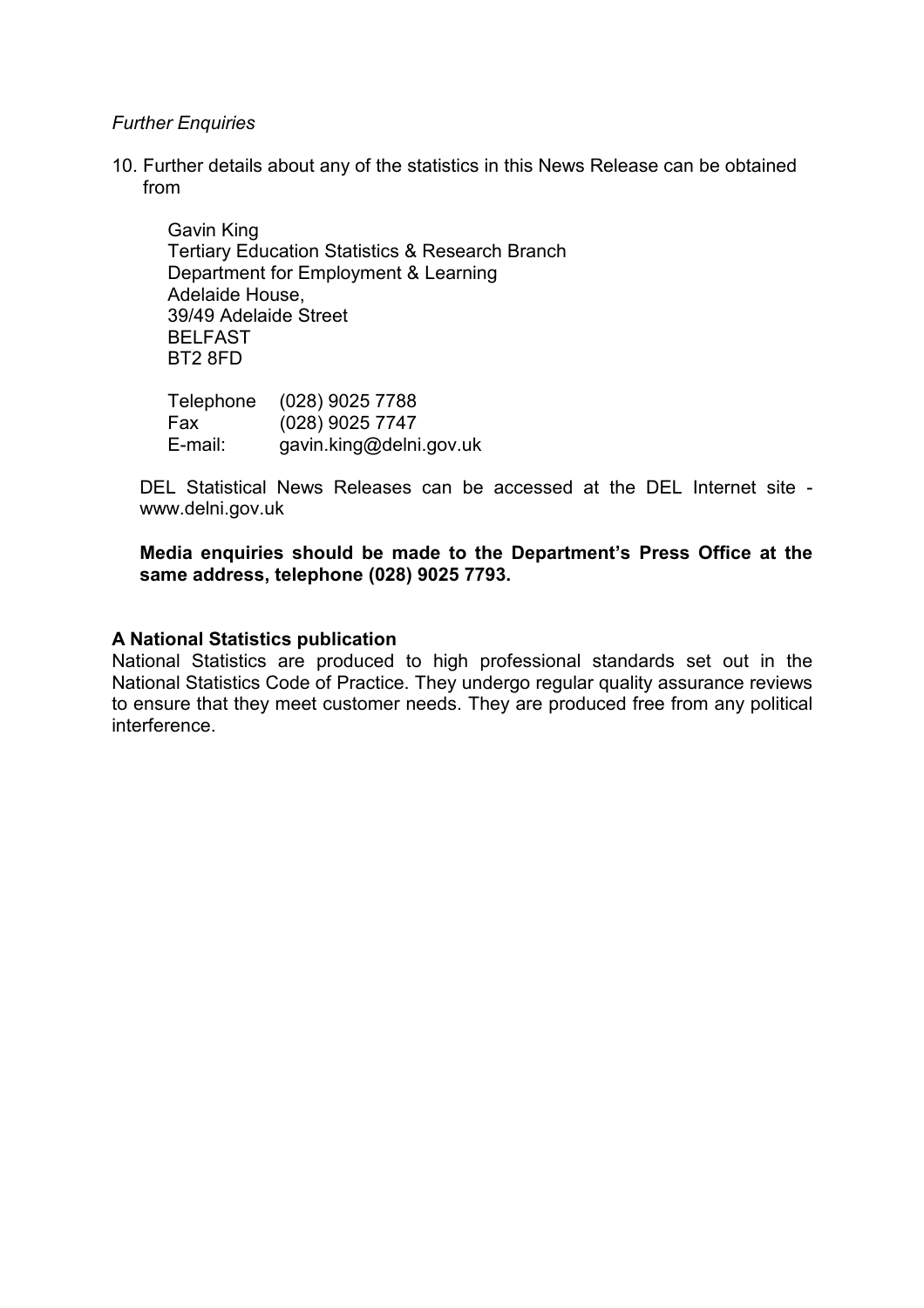*Further Enquiries*

10. Further details about any of the statistics in this News Release can be obtained from

    Gavin King
    Tertiary Education Statistics & Research Branch
    Department for Employment & Learning
    Adelaide House,
    39/49 Adelaide Street
    BELFAST
    BT2 8FD

    Telephone (028) 9025 7788
    Fax (028) 9025 7747
    E-mail: gavin.king@delni.gov.uk

    DEL Statistical News Releases can be accessed at the DEL Internet site - www.delni.gov.uk

    **Media enquiries should be made to the Department's Press Office at the same address, telephone (028) 9025 7793.**

**A National Statistics publication**
National Statistics are produced to high professional standards set out in the National Statistics Code of Practice. They undergo regular quality assurance reviews to ensure that they meet customer needs. They are produced free from any political interference.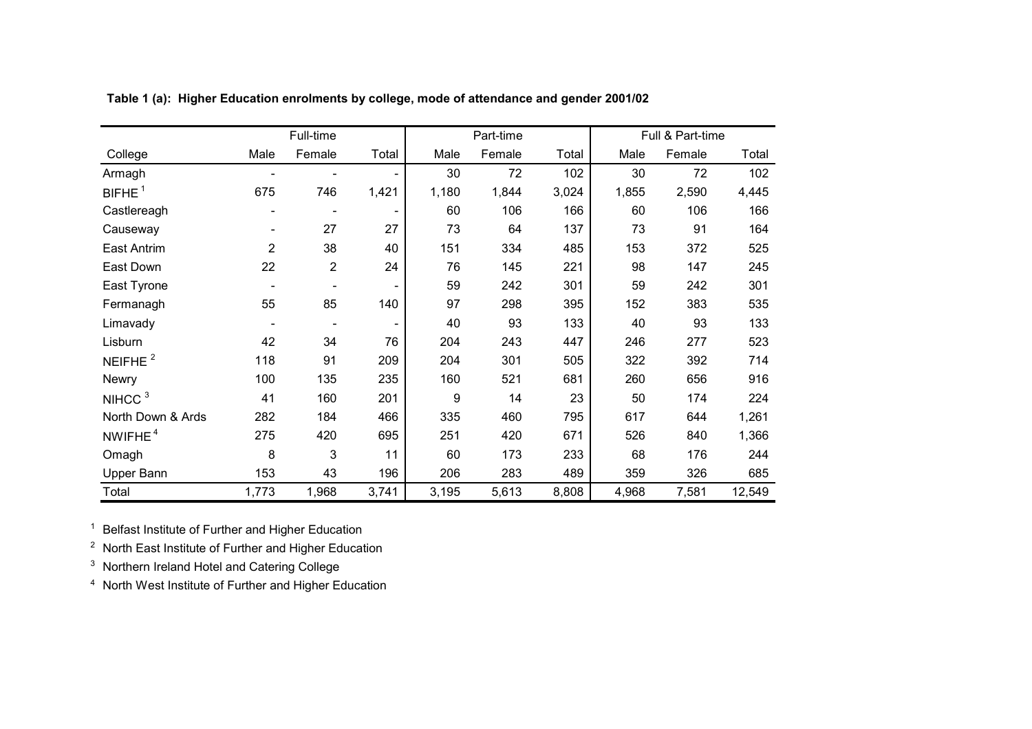**Table 1 (a): Higher Education enrolments by college, mode of attendance and gender 2001/02**

| | Full-time | | | Part-time | | | Full & Part-time | | |
|---|---|---|---|---|---|---|---|---|---|
| College | Male | Female | Total | Male | Female | Total | Male | Female | Total |
| Armagh | - | - | - | 30 | 72 | 102 | 30 | 72 | 102 |
| BIFHE [1] | 675 | 746 | 1,421 | 1,180 | 1,844 | 3,024 | 1,855 | 2,590 | 4,445 |
| Castlereagh | - | - | - | 60 | 106 | 166 | 60 | 106 | 166 |
| Causeway | - | 27 | 27 | 73 | 64 | 137 | 73 | 91 | 164 |
| East Antrim | 2 | 38 | 40 | 151 | 334 | 485 | 153 | 372 | 525 |
| East Down | 22 | 2 | 24 | 76 | 145 | 221 | 98 | 147 | 245 |
| East Tyrone | - | - | - | 59 | 242 | 301 | 59 | 242 | 301 |
| Fermanagh | 55 | 85 | 140 | 97 | 298 | 395 | 152 | 383 | 535 |
| Limavady | - | - | - | 40 | 93 | 133 | 40 | 93 | 133 |
| Lisburn | 42 | 34 | 76 | 204 | 243 | 447 | 246 | 277 | 523 |
| NEIFHE [2] | 118 | 91 | 209 | 204 | 301 | 505 | 322 | 392 | 714 |
| Newry | 100 | 135 | 235 | 160 | 521 | 681 | 260 | 656 | 916 |
| NIHCC [3] | 41 | 160 | 201 | 9 | 14 | 23 | 50 | 174 | 224 |
| North Down & Ards | 282 | 184 | 466 | 335 | 460 | 795 | 617 | 644 | 1,261 |
| NWIFHE [4] | 275 | 420 | 695 | 251 | 420 | 671 | 526 | 840 | 1,366 |
| Omagh | 8 | 3 | 11 | 60 | 173 | 233 | 68 | 176 | 244 |
| Upper Bann | 153 | 43 | 196 | 206 | 283 | 489 | 359 | 326 | 685 |
| Total | 1,773 | 1,968 | 3,741 | 3,195 | 5,613 | 8,808 | 4,968 | 7,581 | 12,549 |

[1] Belfast Institute of Further and Higher Education

[2] North East Institute of Further and Higher Education

[3] Northern Ireland Hotel and Catering College

[4] North West Institute of Further and Higher Education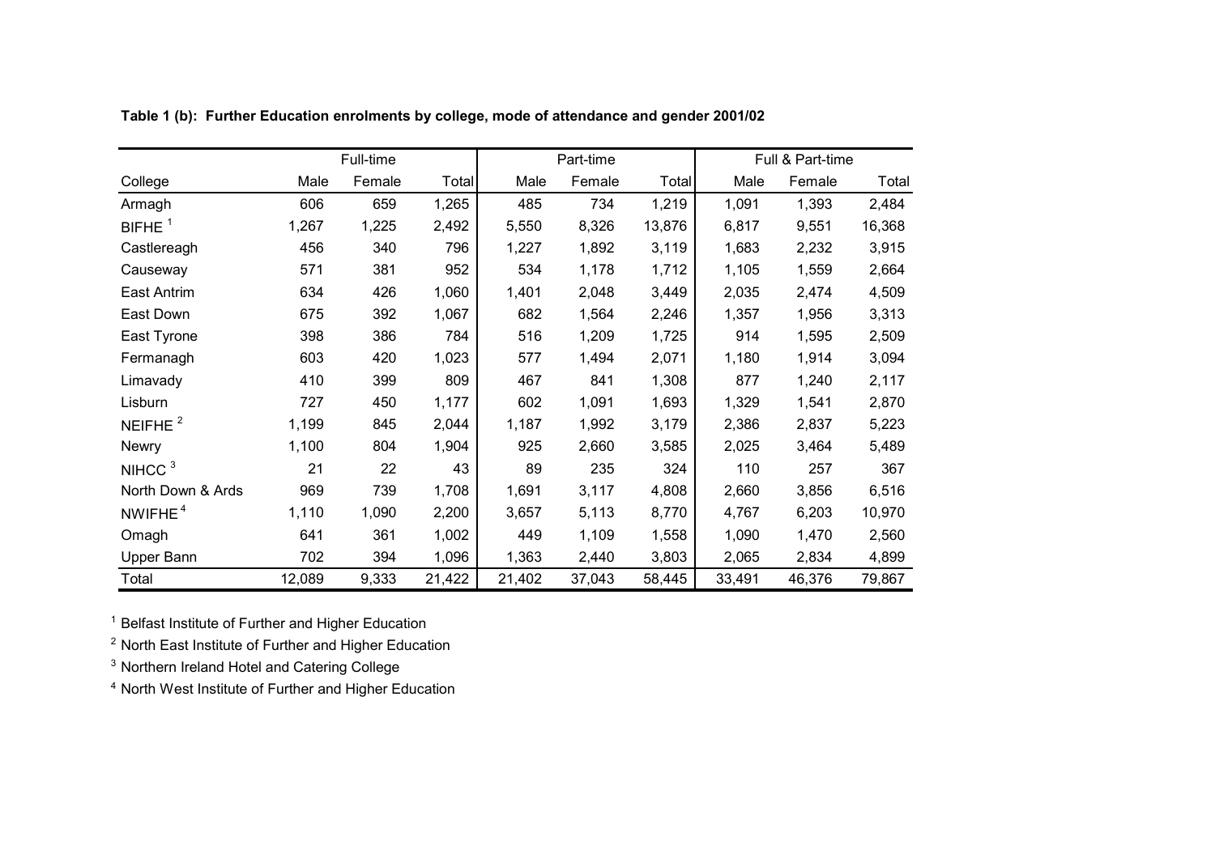**Table 1 (b): Further Education enrolments by college, mode of attendance and gender 2001/02**

| | Full-time | | | Part-time | | | Full & Part-time | | |
|---|---|---|---|---|---|---|---|---|---|
| College | Male | Female | Total | Male | Female | Total | Male | Female | Total |
| Armagh | 606 | 659 | 1,265 | 485 | 734 | 1,219 | 1,091 | 1,393 | 2,484 |
| BIFHE [1] | 1,267 | 1,225 | 2,492 | 5,550 | 8,326 | 13,876 | 6,817 | 9,551 | 16,368 |
| Castlereagh | 456 | 340 | 796 | 1,227 | 1,892 | 3,119 | 1,683 | 2,232 | 3,915 |
| Causeway | 571 | 381 | 952 | 534 | 1,178 | 1,712 | 1,105 | 1,559 | 2,664 |
| East Antrim | 634 | 426 | 1,060 | 1,401 | 2,048 | 3,449 | 2,035 | 2,474 | 4,509 |
| East Down | 675 | 392 | 1,067 | 682 | 1,564 | 2,246 | 1,357 | 1,956 | 3,313 |
| East Tyrone | 398 | 386 | 784 | 516 | 1,209 | 1,725 | 914 | 1,595 | 2,509 |
| Fermanagh | 603 | 420 | 1,023 | 577 | 1,494 | 2,071 | 1,180 | 1,914 | 3,094 |
| Limavady | 410 | 399 | 809 | 467 | 841 | 1,308 | 877 | 1,240 | 2,117 |
| Lisburn | 727 | 450 | 1,177 | 602 | 1,091 | 1,693 | 1,329 | 1,541 | 2,870 |
| NEIFHE [2] | 1,199 | 845 | 2,044 | 1,187 | 1,992 | 3,179 | 2,386 | 2,837 | 5,223 |
| Newry | 1,100 | 804 | 1,904 | 925 | 2,660 | 3,585 | 2,025 | 3,464 | 5,489 |
| NIHCC [3] | 21 | 22 | 43 | 89 | 235 | 324 | 110 | 257 | 367 |
| North Down & Ards | 969 | 739 | 1,708 | 1,691 | 3,117 | 4,808 | 2,660 | 3,856 | 6,516 |
| NWIFHE [4] | 1,110 | 1,090 | 2,200 | 3,657 | 5,113 | 8,770 | 4,767 | 6,203 | 10,970 |
| Omagh | 641 | 361 | 1,002 | 449 | 1,109 | 1,558 | 1,090 | 1,470 | 2,560 |
| Upper Bann | 702 | 394 | 1,096 | 1,363 | 2,440 | 3,803 | 2,065 | 2,834 | 4,899 |
| Total | 12,089 | 9,333 | 21,422 | 21,402 | 37,043 | 58,445 | 33,491 | 46,376 | 79,867 |

[1] Belfast Institute of Further and Higher Education

[2] North East Institute of Further and Higher Education

[3] Northern Ireland Hotel and Catering College

[4] North West Institute of Further and Higher Education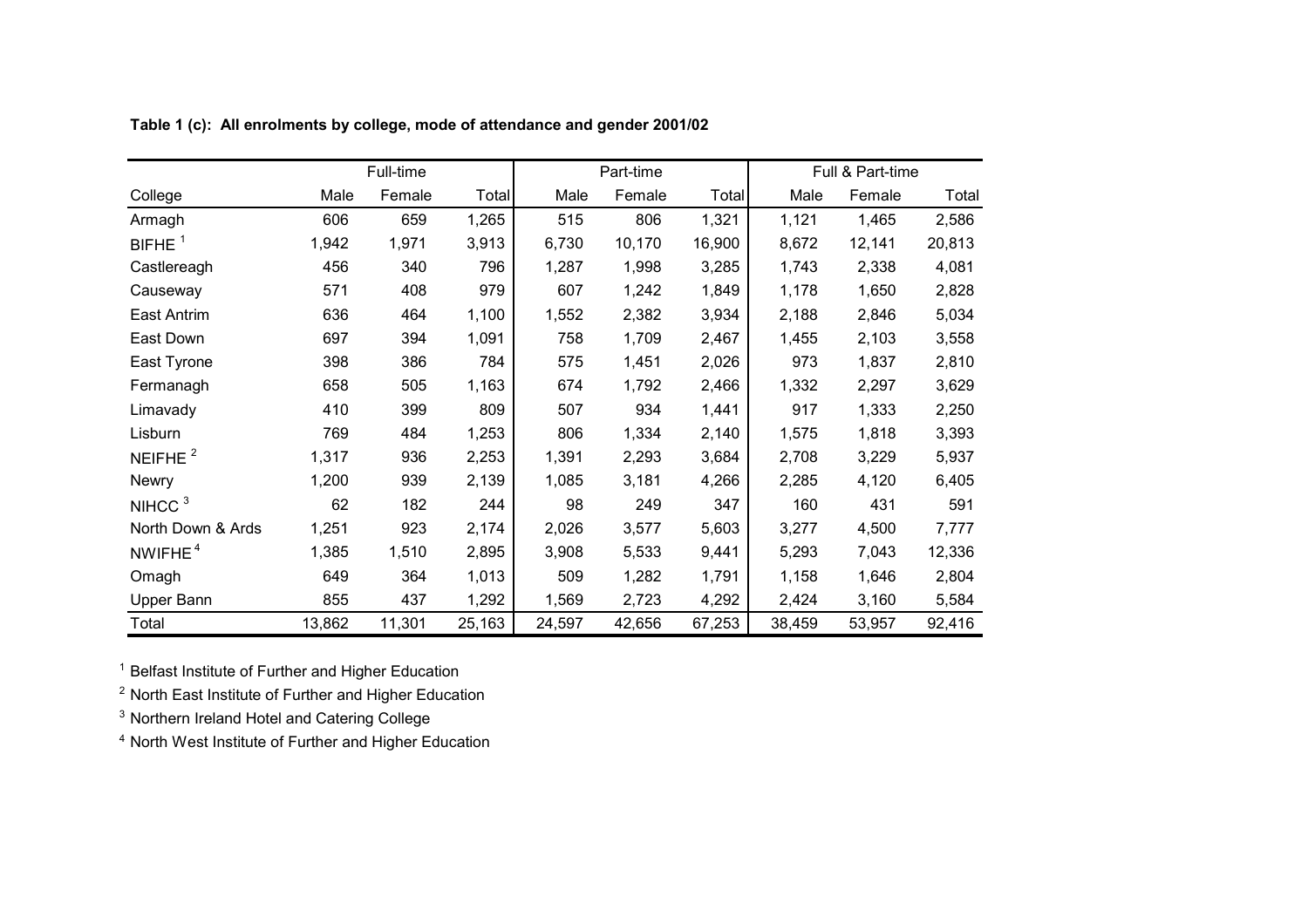**Table 1 (c): All enrolments by college, mode of attendance and gender 2001/02**

| | Full-time | | | Part-time | | | Full & Part-time | | |
|---|---|---|---|---|---|---|---|---|---|
| College | Male | Female | Total | Male | Female | Total | Male | Female | Total |
| Armagh | 606 | 659 | 1,265 | 515 | 806 | 1,321 | 1,121 | 1,465 | 2,586 |
| BIFHE [1] | 1,942 | 1,971 | 3,913 | 6,730 | 10,170 | 16,900 | 8,672 | 12,141 | 20,813 |
| Castlereagh | 456 | 340 | 796 | 1,287 | 1,998 | 3,285 | 1,743 | 2,338 | 4,081 |
| Causeway | 571 | 408 | 979 | 607 | 1,242 | 1,849 | 1,178 | 1,650 | 2,828 |
| East Antrim | 636 | 464 | 1,100 | 1,552 | 2,382 | 3,934 | 2,188 | 2,846 | 5,034 |
| East Down | 697 | 394 | 1,091 | 758 | 1,709 | 2,467 | 1,455 | 2,103 | 3,558 |
| East Tyrone | 398 | 386 | 784 | 575 | 1,451 | 2,026 | 973 | 1,837 | 2,810 |
| Fermanagh | 658 | 505 | 1,163 | 674 | 1,792 | 2,466 | 1,332 | 2,297 | 3,629 |
| Limavady | 410 | 399 | 809 | 507 | 934 | 1,441 | 917 | 1,333 | 2,250 |
| Lisburn | 769 | 484 | 1,253 | 806 | 1,334 | 2,140 | 1,575 | 1,818 | 3,393 |
| NEIFHE [2] | 1,317 | 936 | 2,253 | 1,391 | 2,293 | 3,684 | 2,708 | 3,229 | 5,937 |
| Newry | 1,200 | 939 | 2,139 | 1,085 | 3,181 | 4,266 | 2,285 | 4,120 | 6,405 |
| NIHCC [3] | 62 | 182 | 244 | 98 | 249 | 347 | 160 | 431 | 591 |
| North Down & Ards | 1,251 | 923 | 2,174 | 2,026 | 3,577 | 5,603 | 3,277 | 4,500 | 7,777 |
| NWIFHE [4] | 1,385 | 1,510 | 2,895 | 3,908 | 5,533 | 9,441 | 5,293 | 7,043 | 12,336 |
| Omagh | 649 | 364 | 1,013 | 509 | 1,282 | 1,791 | 1,158 | 1,646 | 2,804 |
| Upper Bann | 855 | 437 | 1,292 | 1,569 | 2,723 | 4,292 | 2,424 | 3,160 | 5,584 |
| Total | 13,862 | 11,301 | 25,163 | 24,597 | 42,656 | 67,253 | 38,459 | 53,957 | 92,416 |

[1] Belfast Institute of Further and Higher Education

[2] North East Institute of Further and Higher Education

[3] Northern Ireland Hotel and Catering College

[4] North West Institute of Further and Higher Education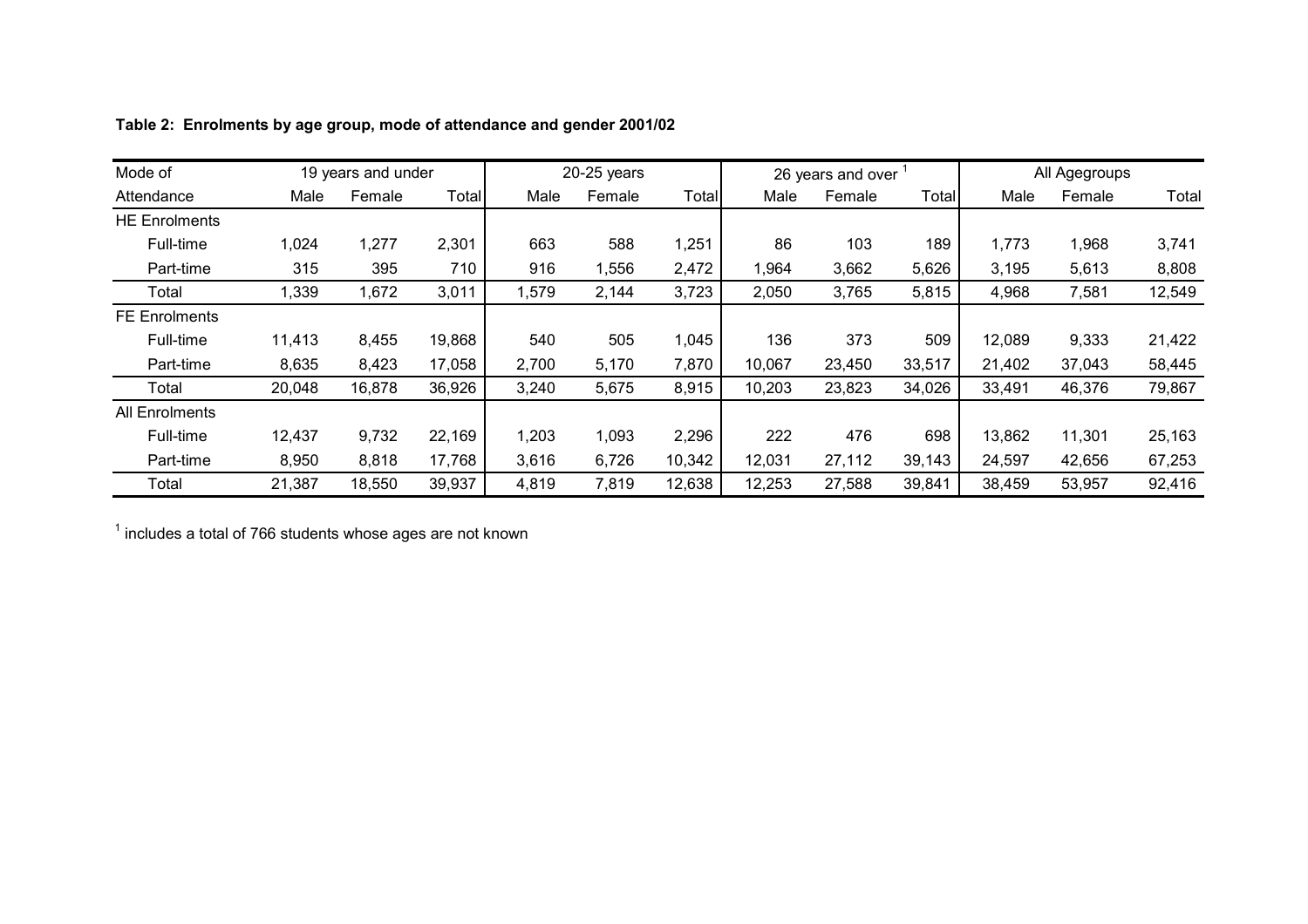**Table 2: Enrolments by age group, mode of attendance and gender 2001/02**

| Mode of | 19 years and under | | | 20-25 years | | | 26 years and over [1] | | | All Agegroups | | |
|---|---|---|---|---|---|---|---|---|---|---|---|---|
| Attendance | Male | Female | Total | Male | Female | Total | Male | Female | Total | Male | Female | Total |
| HE Enrolments | | | | | | | | | | | | |
| Full-time | 1,024 | 1,277 | 2,301 | 663 | 588 | 1,251 | 86 | 103 | 189 | 1,773 | 1,968 | 3,741 |
| Part-time | 315 | 395 | 710 | 916 | 1,556 | 2,472 | 1,964 | 3,662 | 5,626 | 3,195 | 5,613 | 8,808 |
| Total | 1,339 | 1,672 | 3,011 | 1,579 | 2,144 | 3,723 | 2,050 | 3,765 | 5,815 | 4,968 | 7,581 | 12,549 |
| FE Enrolments | | | | | | | | | | | | |
| Full-time | 11,413 | 8,455 | 19,868 | 540 | 505 | 1,045 | 136 | 373 | 509 | 12,089 | 9,333 | 21,422 |
| Part-time | 8,635 | 8,423 | 17,058 | 2,700 | 5,170 | 7,870 | 10,067 | 23,450 | 33,517 | 21,402 | 37,043 | 58,445 |
| Total | 20,048 | 16,878 | 36,926 | 3,240 | 5,675 | 8,915 | 10,203 | 23,823 | 34,026 | 33,491 | 46,376 | 79,867 |
| All Enrolments | | | | | | | | | | | | |
| Full-time | 12,437 | 9,732 | 22,169 | 1,203 | 1,093 | 2,296 | 222 | 476 | 698 | 13,862 | 11,301 | 25,163 |
| Part-time | 8,950 | 8,818 | 17,768 | 3,616 | 6,726 | 10,342 | 12,031 | 27,112 | 39,143 | 24,597 | 42,656 | 67,253 |
| Total | 21,387 | 18,550 | 39,937 | 4,819 | 7,819 | 12,638 | 12,253 | 27,588 | 39,841 | 38,459 | 53,957 | 92,416 |

[1] includes a total of 766 students whose ages are not known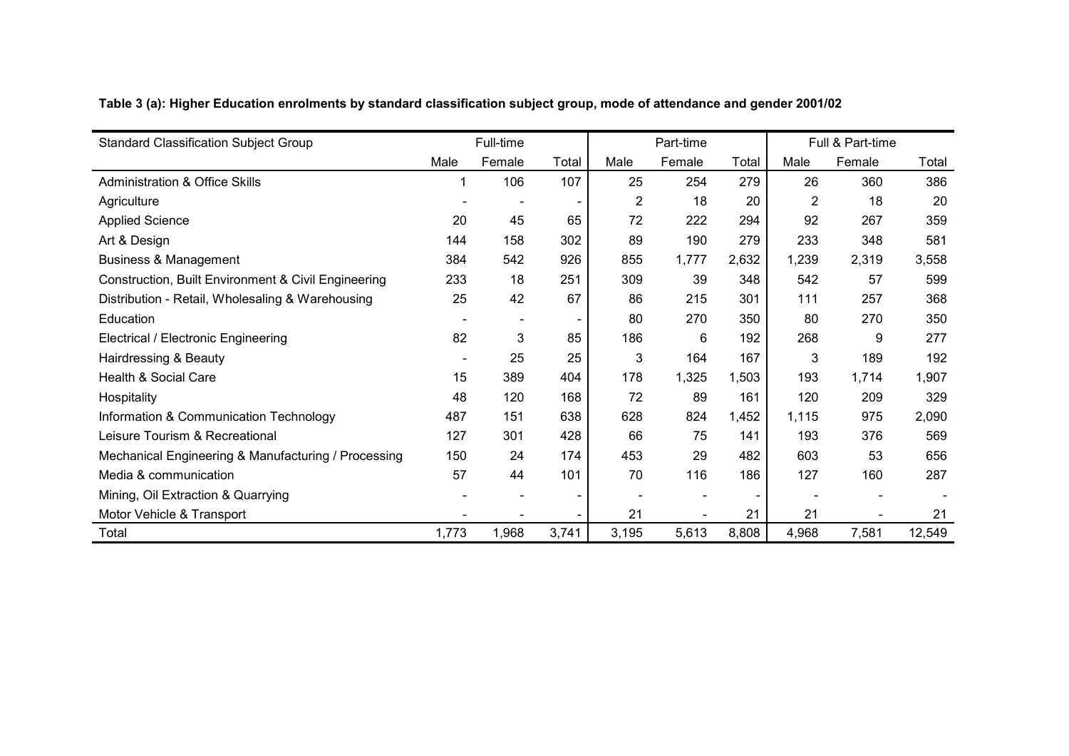**Table 3 (a): Higher Education enrolments by standard classification subject group, mode of attendance and gender 2001/02**

| Standard Classification Subject Group | Full-time | | | Part-time | | | Full & Part-time | | |
|---|---|---|---|---|---|---|---|---|---|
| | Male | Female | Total | Male | Female | Total | Male | Female | Total |
| Administration & Office Skills | 1 | 106 | 107 | 25 | 254 | 279 | 26 | 360 | 386 |
| Agriculture | - | - | - | 2 | 18 | 20 | 2 | 18 | 20 |
| Applied Science | 20 | 45 | 65 | 72 | 222 | 294 | 92 | 267 | 359 |
| Art & Design | 144 | 158 | 302 | 89 | 190 | 279 | 233 | 348 | 581 |
| Business & Management | 384 | 542 | 926 | 855 | 1,777 | 2,632 | 1,239 | 2,319 | 3,558 |
| Construction, Built Environment & Civil Engineering | 233 | 18 | 251 | 309 | 39 | 348 | 542 | 57 | 599 |
| Distribution - Retail, Wholesaling & Warehousing | 25 | 42 | 67 | 86 | 215 | 301 | 111 | 257 | 368 |
| Education | - | - | - | 80 | 270 | 350 | 80 | 270 | 350 |
| Electrical / Electronic Engineering | 82 | 3 | 85 | 186 | 6 | 192 | 268 | 9 | 277 |
| Hairdressing & Beauty | - | 25 | 25 | 3 | 164 | 167 | 3 | 189 | 192 |
| Health & Social Care | 15 | 389 | 404 | 178 | 1,325 | 1,503 | 193 | 1,714 | 1,907 |
| Hospitality | 48 | 120 | 168 | 72 | 89 | 161 | 120 | 209 | 329 |
| Information & Communication Technology | 487 | 151 | 638 | 628 | 824 | 1,452 | 1,115 | 975 | 2,090 |
| Leisure Tourism & Recreational | 127 | 301 | 428 | 66 | 75 | 141 | 193 | 376 | 569 |
| Mechanical Engineering & Manufacturing / Processing | 150 | 24 | 174 | 453 | 29 | 482 | 603 | 53 | 656 |
| Media & communication | 57 | 44 | 101 | 70 | 116 | 186 | 127 | 160 | 287 |
| Mining, Oil Extraction & Quarrying | - | - | - | - | - | - | - | - | - |
| Motor Vehicle & Transport | - | - | - | 21 | - | 21 | 21 | - | 21 |
| Total | 1,773 | 1,968 | 3,741 | 3,195 | 5,613 | 8,808 | 4,968 | 7,581 | 12,549 |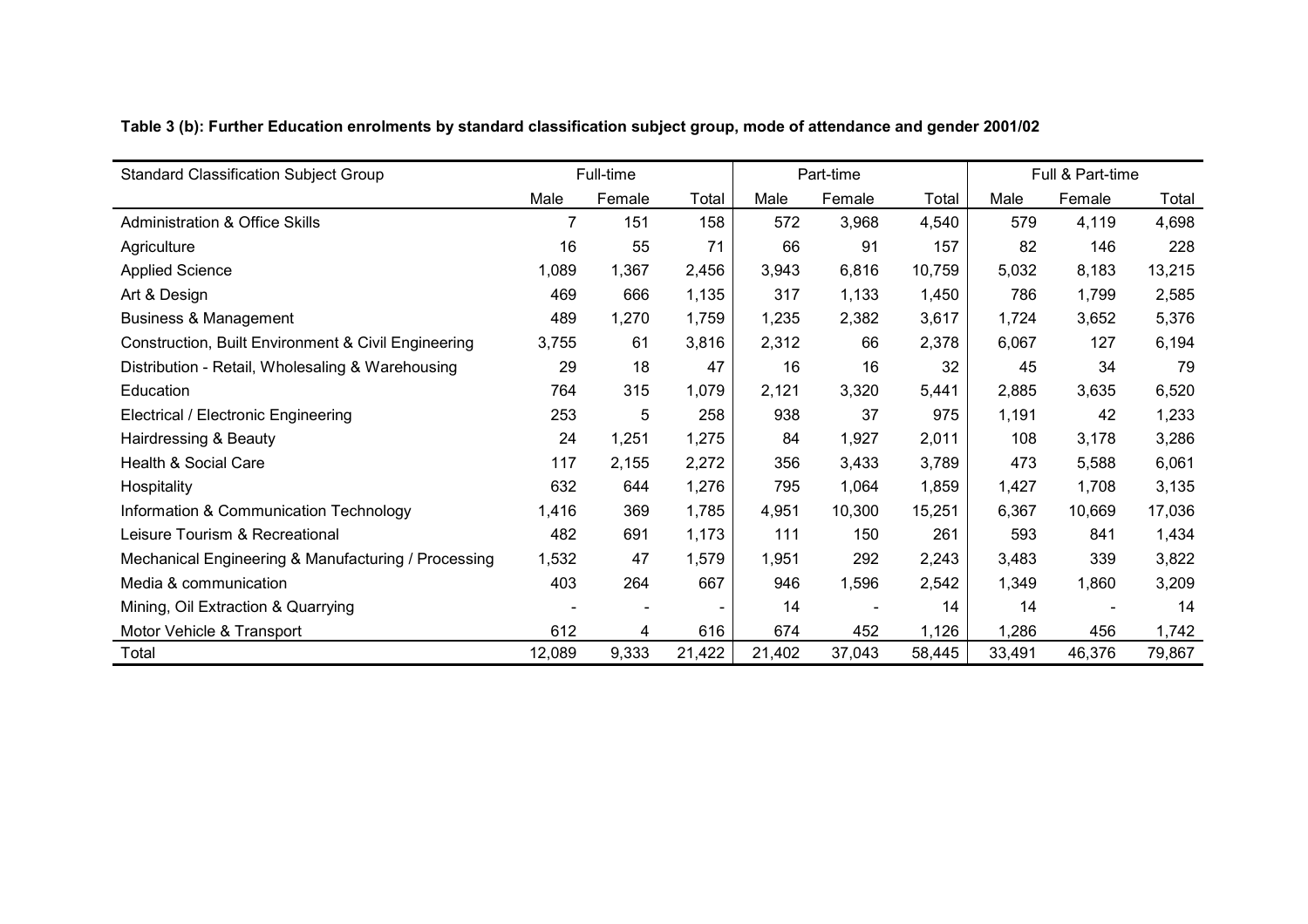**Table 3 (b): Further Education enrolments by standard classification subject group, mode of attendance and gender 2001/02**

| Standard Classification Subject Group | Full-time | | | Part-time | | | Full & Part-time | | |
|---|---|---|---|---|---|---|---|---|---|
| | Male | Female | Total | Male | Female | Total | Male | Female | Total |
| Administration & Office Skills | 7 | 151 | 158 | 572 | 3,968 | 4,540 | 579 | 4,119 | 4,698 |
| Agriculture | 16 | 55 | 71 | 66 | 91 | 157 | 82 | 146 | 228 |
| Applied Science | 1,089 | 1,367 | 2,456 | 3,943 | 6,816 | 10,759 | 5,032 | 8,183 | 13,215 |
| Art & Design | 469 | 666 | 1,135 | 317 | 1,133 | 1,450 | 786 | 1,799 | 2,585 |
| Business & Management | 489 | 1,270 | 1,759 | 1,235 | 2,382 | 3,617 | 1,724 | 3,652 | 5,376 |
| Construction, Built Environment & Civil Engineering | 3,755 | 61 | 3,816 | 2,312 | 66 | 2,378 | 6,067 | 127 | 6,194 |
| Distribution - Retail, Wholesaling & Warehousing | 29 | 18 | 47 | 16 | 16 | 32 | 45 | 34 | 79 |
| Education | 764 | 315 | 1,079 | 2,121 | 3,320 | 5,441 | 2,885 | 3,635 | 6,520 |
| Electrical / Electronic Engineering | 253 | 5 | 258 | 938 | 37 | 975 | 1,191 | 42 | 1,233 |
| Hairdressing & Beauty | 24 | 1,251 | 1,275 | 84 | 1,927 | 2,011 | 108 | 3,178 | 3,286 |
| Health & Social Care | 117 | 2,155 | 2,272 | 356 | 3,433 | 3,789 | 473 | 5,588 | 6,061 |
| Hospitality | 632 | 644 | 1,276 | 795 | 1,064 | 1,859 | 1,427 | 1,708 | 3,135 |
| Information & Communication Technology | 1,416 | 369 | 1,785 | 4,951 | 10,300 | 15,251 | 6,367 | 10,669 | 17,036 |
| Leisure Tourism & Recreational | 482 | 691 | 1,173 | 111 | 150 | 261 | 593 | 841 | 1,434 |
| Mechanical Engineering & Manufacturing / Processing | 1,532 | 47 | 1,579 | 1,951 | 292 | 2,243 | 3,483 | 339 | 3,822 |
| Media & communication | 403 | 264 | 667 | 946 | 1,596 | 2,542 | 1,349 | 1,860 | 3,209 |
| Mining, Oil Extraction & Quarrying | - | - | - | 14 | - | 14 | 14 | - | 14 |
| Motor Vehicle & Transport | 612 | 4 | 616 | 674 | 452 | 1,126 | 1,286 | 456 | 1,742 |
| Total | 12,089 | 9,333 | 21,422 | 21,402 | 37,043 | 58,445 | 33,491 | 46,376 | 79,867 |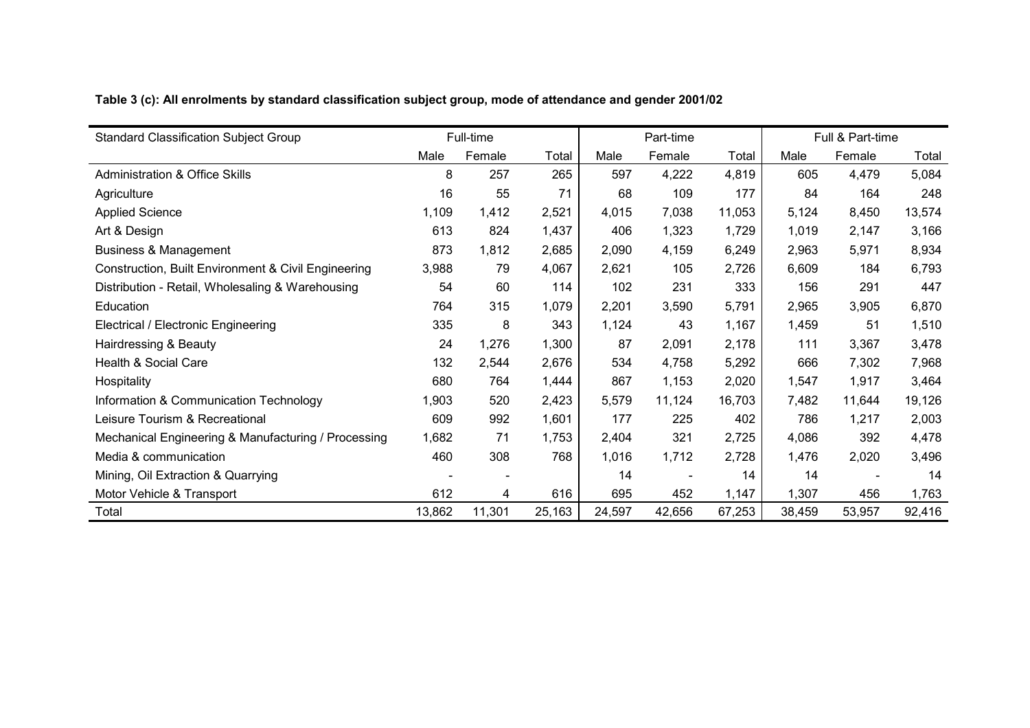**Table 3 (c): All enrolments by standard classification subject group, mode of attendance and gender 2001/02**

| Standard Classification Subject Group | Full-time | | | Part-time | | | Full & Part-time | | |
|---|---|---|---|---|---|---|---|---|---|
| | Male | Female | Total | Male | Female | Total | Male | Female | Total |
| Administration & Office Skills | 8 | 257 | 265 | 597 | 4,222 | 4,819 | 605 | 4,479 | 5,084 |
| Agriculture | 16 | 55 | 71 | 68 | 109 | 177 | 84 | 164 | 248 |
| Applied Science | 1,109 | 1,412 | 2,521 | 4,015 | 7,038 | 11,053 | 5,124 | 8,450 | 13,574 |
| Art & Design | 613 | 824 | 1,437 | 406 | 1,323 | 1,729 | 1,019 | 2,147 | 3,166 |
| Business & Management | 873 | 1,812 | 2,685 | 2,090 | 4,159 | 6,249 | 2,963 | 5,971 | 8,934 |
| Construction, Built Environment & Civil Engineering | 3,988 | 79 | 4,067 | 2,621 | 105 | 2,726 | 6,609 | 184 | 6,793 |
| Distribution - Retail, Wholesaling & Warehousing | 54 | 60 | 114 | 102 | 231 | 333 | 156 | 291 | 447 |
| Education | 764 | 315 | 1,079 | 2,201 | 3,590 | 5,791 | 2,965 | 3,905 | 6,870 |
| Electrical / Electronic Engineering | 335 | 8 | 343 | 1,124 | 43 | 1,167 | 1,459 | 51 | 1,510 |
| Hairdressing & Beauty | 24 | 1,276 | 1,300 | 87 | 2,091 | 2,178 | 111 | 3,367 | 3,478 |
| Health & Social Care | 132 | 2,544 | 2,676 | 534 | 4,758 | 5,292 | 666 | 7,302 | 7,968 |
| Hospitality | 680 | 764 | 1,444 | 867 | 1,153 | 2,020 | 1,547 | 1,917 | 3,464 |
| Information & Communication Technology | 1,903 | 520 | 2,423 | 5,579 | 11,124 | 16,703 | 7,482 | 11,644 | 19,126 |
| Leisure Tourism & Recreational | 609 | 992 | 1,601 | 177 | 225 | 402 | 786 | 1,217 | 2,003 |
| Mechanical Engineering & Manufacturing / Processing | 1,682 | 71 | 1,753 | 2,404 | 321 | 2,725 | 4,086 | 392 | 4,478 |
| Media & communication | 460 | 308 | 768 | 1,016 | 1,712 | 2,728 | 1,476 | 2,020 | 3,496 |
| Mining, Oil Extraction & Quarrying | - | - | | 14 | - | 14 | 14 | - | 14 |
| Motor Vehicle & Transport | 612 | 4 | 616 | 695 | 452 | 1,147 | 1,307 | 456 | 1,763 |
| Total | 13,862 | 11,301 | 25,163 | 24,597 | 42,656 | 67,253 | 38,459 | 53,957 | 92,416 |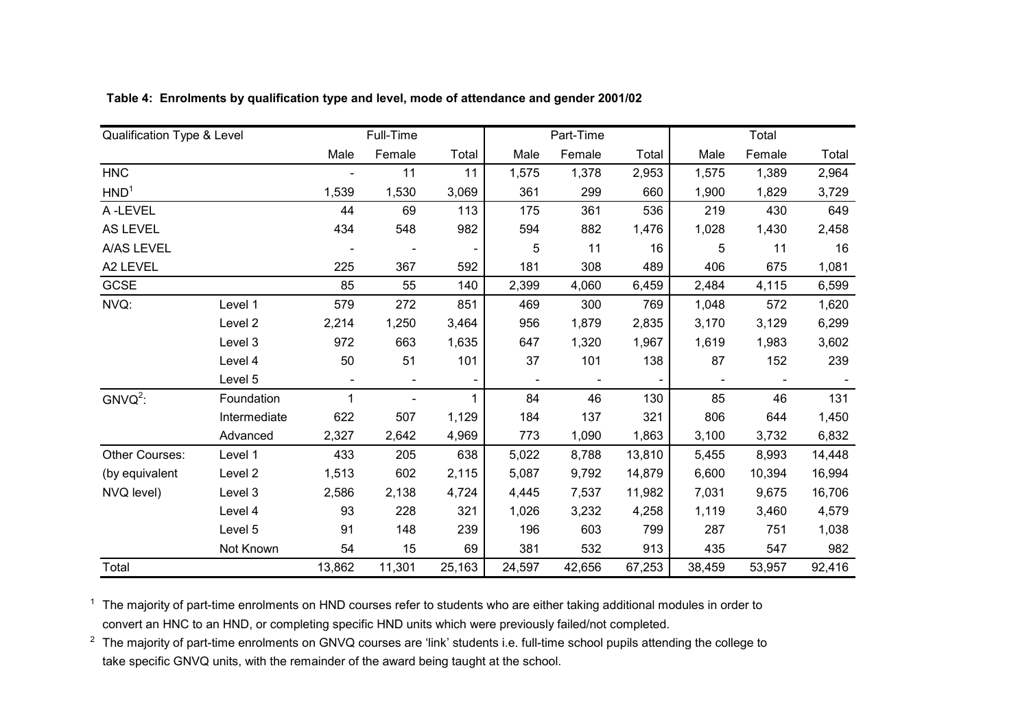**Table 4: Enrolments by qualification type and level, mode of attendance and gender 2001/02**

| Qualification Type & Level | | Full-Time | | | Part-Time | | | Total | | |
|---|---|---|---|---|---|---|---|---|---|---|
| | | Male | Female | Total | Male | Female | Total | Male | Female | Total |
| HNC | | - | 11 | 11 | 1,575 | 1,378 | 2,953 | 1,575 | 1,389 | 2,964 |
| HND[1] | | 1,539 | 1,530 | 3,069 | 361 | 299 | 660 | 1,900 | 1,829 | 3,729 |
| A -LEVEL | | 44 | 69 | 113 | 175 | 361 | 536 | 219 | 430 | 649 |
| AS LEVEL | | 434 | 548 | 982 | 594 | 882 | 1,476 | 1,028 | 1,430 | 2,458 |
| A/AS LEVEL | | - | - | - | 5 | 11 | 16 | 5 | 11 | 16 |
| A2 LEVEL | | 225 | 367 | 592 | 181 | 308 | 489 | 406 | 675 | 1,081 |
| GCSE | | 85 | 55 | 140 | 2,399 | 4,060 | 6,459 | 2,484 | 4,115 | 6,599 |
| NVQ: | Level 1 | 579 | 272 | 851 | 469 | 300 | 769 | 1,048 | 572 | 1,620 |
| | Level 2 | 2,214 | 1,250 | 3,464 | 956 | 1,879 | 2,835 | 3,170 | 3,129 | 6,299 |
| | Level 3 | 972 | 663 | 1,635 | 647 | 1,320 | 1,967 | 1,619 | 1,983 | 3,602 |
| | Level 4 | 50 | 51 | 101 | 37 | 101 | 138 | 87 | 152 | 239 |
| | Level 5 | - | - | - | - | - | - | - | - | - |
| GNVQ[2]: | Foundation | 1 | - | 1 | 84 | 46 | 130 | 85 | 46 | 131 |
| | Intermediate | 622 | 507 | 1,129 | 184 | 137 | 321 | 806 | 644 | 1,450 |
| | Advanced | 2,327 | 2,642 | 4,969 | 773 | 1,090 | 1,863 | 3,100 | 3,732 | 6,832 |
| Other Courses: | Level 1 | 433 | 205 | 638 | 5,022 | 8,788 | 13,810 | 5,455 | 8,993 | 14,448 |
| (by equivalent | Level 2 | 1,513 | 602 | 2,115 | 5,087 | 9,792 | 14,879 | 6,600 | 10,394 | 16,994 |
| NVQ level) | Level 3 | 2,586 | 2,138 | 4,724 | 4,445 | 7,537 | 11,982 | 7,031 | 9,675 | 16,706 |
| | Level 4 | 93 | 228 | 321 | 1,026 | 3,232 | 4,258 | 1,119 | 3,460 | 4,579 |
| | Level 5 | 91 | 148 | 239 | 196 | 603 | 799 | 287 | 751 | 1,038 |
| | Not Known | 54 | 15 | 69 | 381 | 532 | 913 | 435 | 547 | 982 |
| Total | | 13,862 | 11,301 | 25,163 | 24,597 | 42,656 | 67,253 | 38,459 | 53,957 | 92,416 |

[1] The majority of part-time enrolments on HND courses refer to students who are either taking additional modules in order to convert an HNC to an HND, or completing specific HND units which were previously failed/not completed.

[2] The majority of part-time enrolments on GNVQ courses are 'link' students i.e. full-time school pupils attending the college to take specific GNVQ units, with the remainder of the award being taught at the school.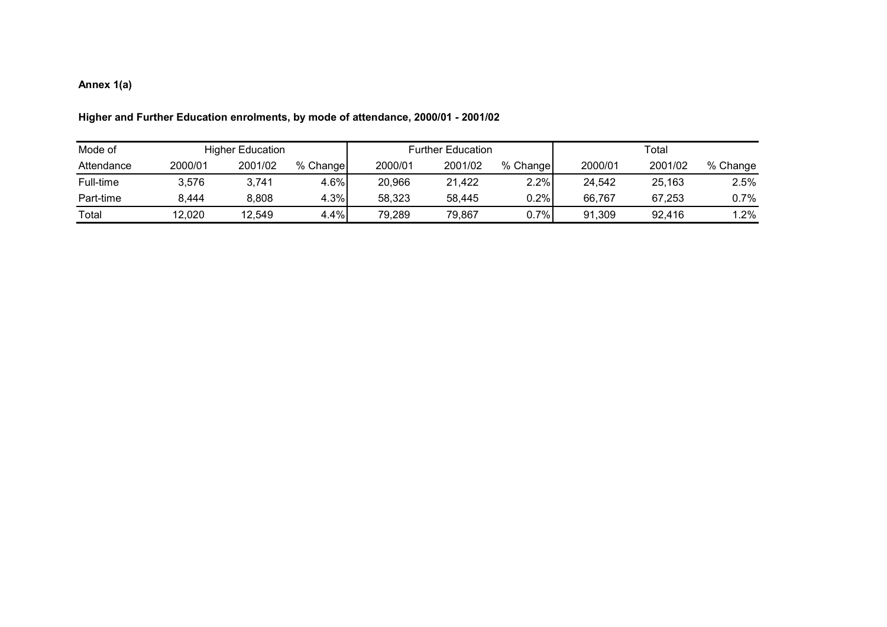**Annex 1(a)**

**Higher and Further Education enrolments, by mode of attendance, 2000/01 - 2001/02**

| Mode of | Higher Education | | | Further Education | | | Total | | |
|---|---|---|---|---|---|---|---|---|---|
| Attendance | 2000/01 | 2001/02 | % Change | 2000/01 | 2001/02 | % Change | 2000/01 | 2001/02 | % Change |
| Full-time | 3,576 | 3,741 | 4.6% | 20,966 | 21,422 | 2.2% | 24,542 | 25,163 | 2.5% |
| Part-time | 8,444 | 8,808 | 4.3% | 58,323 | 58,445 | 0.2% | 66,767 | 67,253 | 0.7% |
| Total | 12,020 | 12,549 | 4.4% | 79,289 | 79,867 | 0.7% | 91,309 | 92,416 | 1.2% |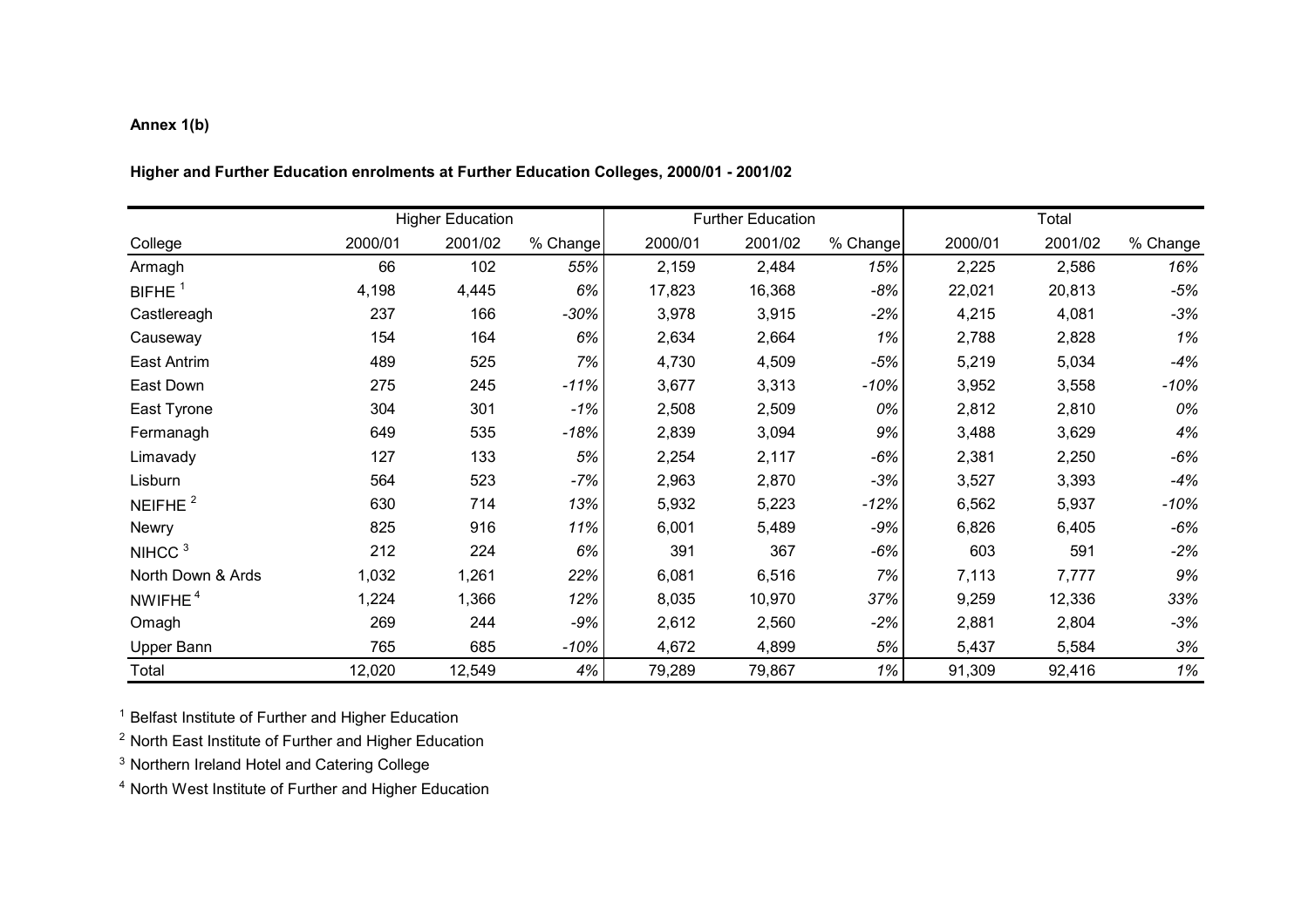**Annex 1(b)**

**Higher and Further Education enrolments at Further Education Colleges, 2000/01 - 2001/02**

| | Higher Education | | | Further Education | | | Total | | |
|---|---|---|---|---|---|---|---|---|---|
| College | 2000/01 | 2001/02 | % Change | 2000/01 | 2001/02 | % Change | 2000/01 | 2001/02 | % Change |
| Armagh | 66 | 102 | *55%* | 2,159 | 2,484 | *15%* | 2,225 | 2,586 | *16%* |
| BIFHE [1] | 4,198 | 4,445 | *6%* | 17,823 | 16,368 | *-8%* | 22,021 | 20,813 | *-5%* |
| Castlereagh | 237 | 166 | *-30%* | 3,978 | 3,915 | *-2%* | 4,215 | 4,081 | *-3%* |
| Causeway | 154 | 164 | *6%* | 2,634 | 2,664 | *1%* | 2,788 | 2,828 | *1%* |
| East Antrim | 489 | 525 | *7%* | 4,730 | 4,509 | *-5%* | 5,219 | 5,034 | *-4%* |
| East Down | 275 | 245 | *-11%* | 3,677 | 3,313 | *-10%* | 3,952 | 3,558 | *-10%* |
| East Tyrone | 304 | 301 | *-1%* | 2,508 | 2,509 | *0%* | 2,812 | 2,810 | *0%* |
| Fermanagh | 649 | 535 | *-18%* | 2,839 | 3,094 | *9%* | 3,488 | 3,629 | *4%* |
| Limavady | 127 | 133 | *5%* | 2,254 | 2,117 | *-6%* | 2,381 | 2,250 | *-6%* |
| Lisburn | 564 | 523 | *-7%* | 2,963 | 2,870 | *-3%* | 3,527 | 3,393 | *-4%* |
| NEIFHE [2] | 630 | 714 | *13%* | 5,932 | 5,223 | *-12%* | 6,562 | 5,937 | *-10%* |
| Newry | 825 | 916 | *11%* | 6,001 | 5,489 | *-9%* | 6,826 | 6,405 | *-6%* |
| NIHCC [3] | 212 | 224 | *6%* | 391 | 367 | *-6%* | 603 | 591 | *-2%* |
| North Down & Ards | 1,032 | 1,261 | *22%* | 6,081 | 6,516 | *7%* | 7,113 | 7,777 | *9%* |
| NWIFHE [4] | 1,224 | 1,366 | *12%* | 8,035 | 10,970 | *37%* | 9,259 | 12,336 | *33%* |
| Omagh | 269 | 244 | *-9%* | 2,612 | 2,560 | *-2%* | 2,881 | 2,804 | *-3%* |
| Upper Bann | 765 | 685 | *-10%* | 4,672 | 4,899 | *5%* | 5,437 | 5,584 | *3%* |
| Total | 12,020 | 12,549 | *4%* | 79,289 | 79,867 | *1%* | 91,309 | 92,416 | *1%* |

[1] Belfast Institute of Further and Higher Education

[2] North East Institute of Further and Higher Education

[3] Northern Ireland Hotel and Catering College

[4] North West Institute of Further and Higher Education